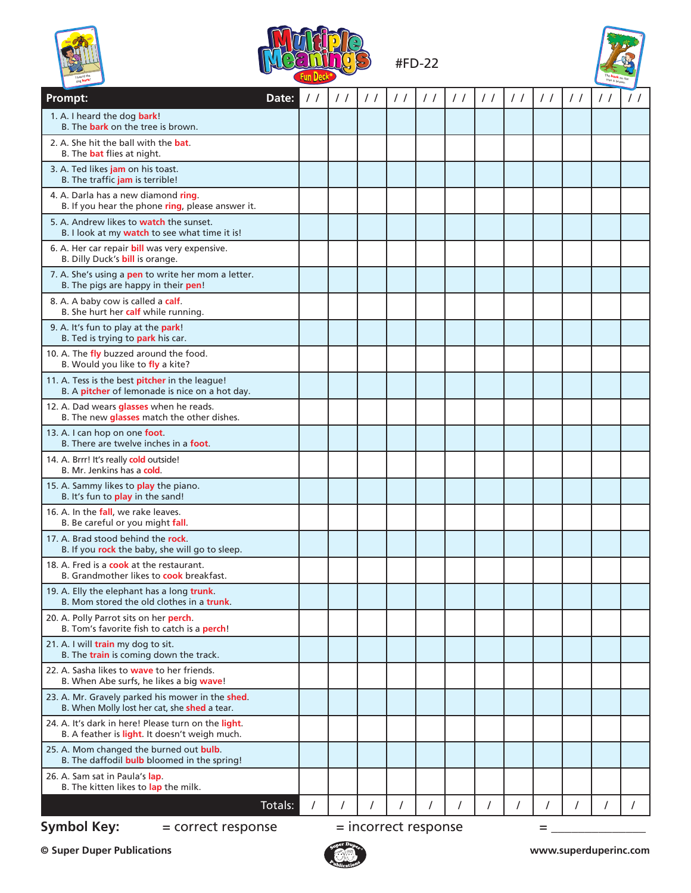# Multiple Meanings Fun Deck

#FD-22

| Prompt: Date: | / / | / / | / / | / / | / / | / / | / / | / / | / / | / / | / / | / / |
|---|---|---|---|---|---|---|---|---|---|---|---|---|
| 1. A. I heard the dog **bark**! B. The **bark** on the tree is brown. | | | | | | | | | | | | |
| 2. A. She hit the ball with the **bat**. B. The **bat** flies at night. | | | | | | | | | | | | |
| 3. A. Ted likes **jam** on his toast. B. The traffic **jam** is terrible! | | | | | | | | | | | | |
| 4. A. Darla has a new diamond **ring**. B. If you hear the phone **ring**, please answer it. | | | | | | | | | | | | |
| 5. A. Andrew likes to **watch** the sunset. B. I look at my **watch** to see what time it is! | | | | | | | | | | | | |
| 6. A. Her car repair **bill** was very expensive. B. Dilly Duck's **bill** is orange. | | | | | | | | | | | | |
| 7. A. She's using a **pen** to write her mom a letter. B. The pigs are happy in their **pen**! | | | | | | | | | | | | |
| 8. A. A baby cow is called a **calf**. B. She hurt her **calf** while running. | | | | | | | | | | | | |
| 9. A. It's fun to play at the **park**! B. Ted is trying to **park** his car. | | | | | | | | | | | | |
| 10. A. The **fly** buzzed around the food. B. Would you like to **fly** a kite? | | | | | | | | | | | | |
| 11. A. Tess is the best **pitcher** in the league! B. A **pitcher** of lemonade is nice on a hot day. | | | | | | | | | | | | |
| 12. A. Dad wears **glasses** when he reads. B. The new **glasses** match the other dishes. | | | | | | | | | | | | |
| 13. A. I can hop on one **foot**. B. There are twelve inches in a **foot**. | | | | | | | | | | | | |
| 14. A. Brrr! It's really **cold** outside! B. Mr. Jenkins has a **cold**. | | | | | | | | | | | | |
| 15. A. Sammy likes to **play** the piano. B. It's fun to **play** in the sand! | | | | | | | | | | | | |
| 16. A. In the **fall**, we rake leaves. B. Be careful or you might **fall**. | | | | | | | | | | | | |
| 17. A. Brad stood behind the **rock**. B. If you **rock** the baby, she will go to sleep. | | | | | | | | | | | | |
| 18. A. Fred is a **cook** at the restaurant. B. Grandmother likes to **cook** breakfast. | | | | | | | | | | | | |
| 19. A. Elly the elephant has a long **trunk**. B. Mom stored the old clothes in a **trunk**. | | | | | | | | | | | | |
| 20. A. Polly Parrot sits on her **perch**. B. Tom's favorite fish to catch is a **perch**! | | | | | | | | | | | | |
| 21. A. I will **train** my dog to sit. B. The **train** is coming down the track. | | | | | | | | | | | | |
| 22. A. Sasha likes to **wave** to her friends. B. When Abe surfs, he likes a big **wave**! | | | | | | | | | | | | |
| 23. A. Mr. Gravely parked his mower in the **shed**. B. When Molly lost her cat, she **shed** a tear. | | | | | | | | | | | | |
| 24. A. It's dark in here! Please turn on the **light**. B. A feather is **light**. It doesn't weigh much. | | | | | | | | | | | | |
| 25. A. Mom changed the burned out **bulb**. B. The daffodil **bulb** bloomed in the spring! | | | | | | | | | | | | |
| 26. A. Sam sat in Paula's **lap**. B. The kitten likes to **lap** the milk. | | | | | | | | | | | | |
| Totals: | / | / | / | / | / | / | / | / | / | / | / | / |

**Symbol Key:** = correct response = incorrect response = _______________

© Super Duper Publications www.superduperinc.com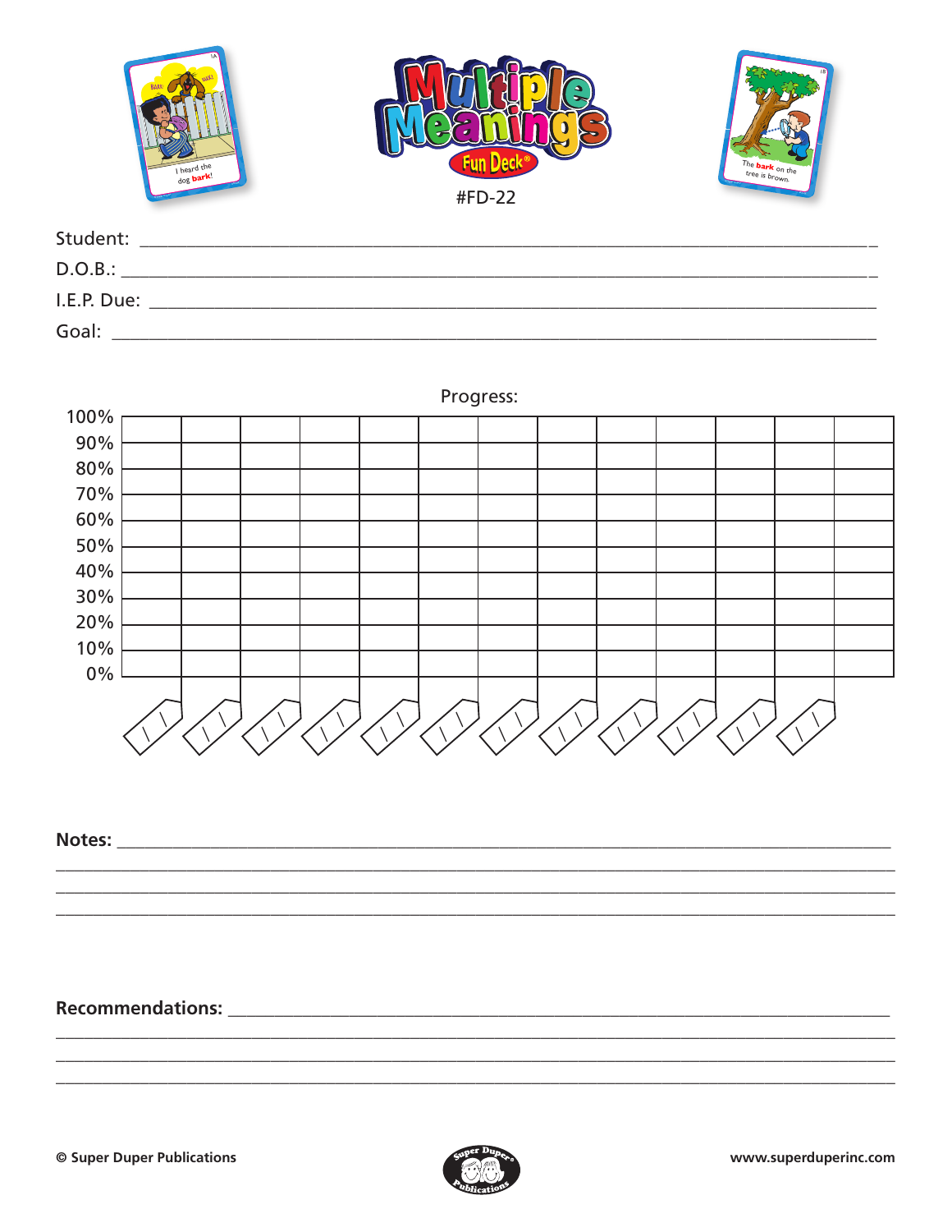# Multiple Meanings Fun Deck®

#FD-22

Student: ___________________________________________

D.O.B.: ___________________________________________

I.E.P. Due: ___________________________________________

Goal: ___________________________________________

Progress:

100%
90%
80%
70%
60%
50%
40%
30%
20%
10%
0%

/ /  / /  / /  / /  / /  / /  / /  / /  / /  / /  / /  / /

**Notes:** ___________________________________________

___________________________________________

___________________________________________

___________________________________________

**Recommendations:** ___________________________________________

___________________________________________

___________________________________________

___________________________________________

**© Super Duper Publications** **www.superduperinc.com**